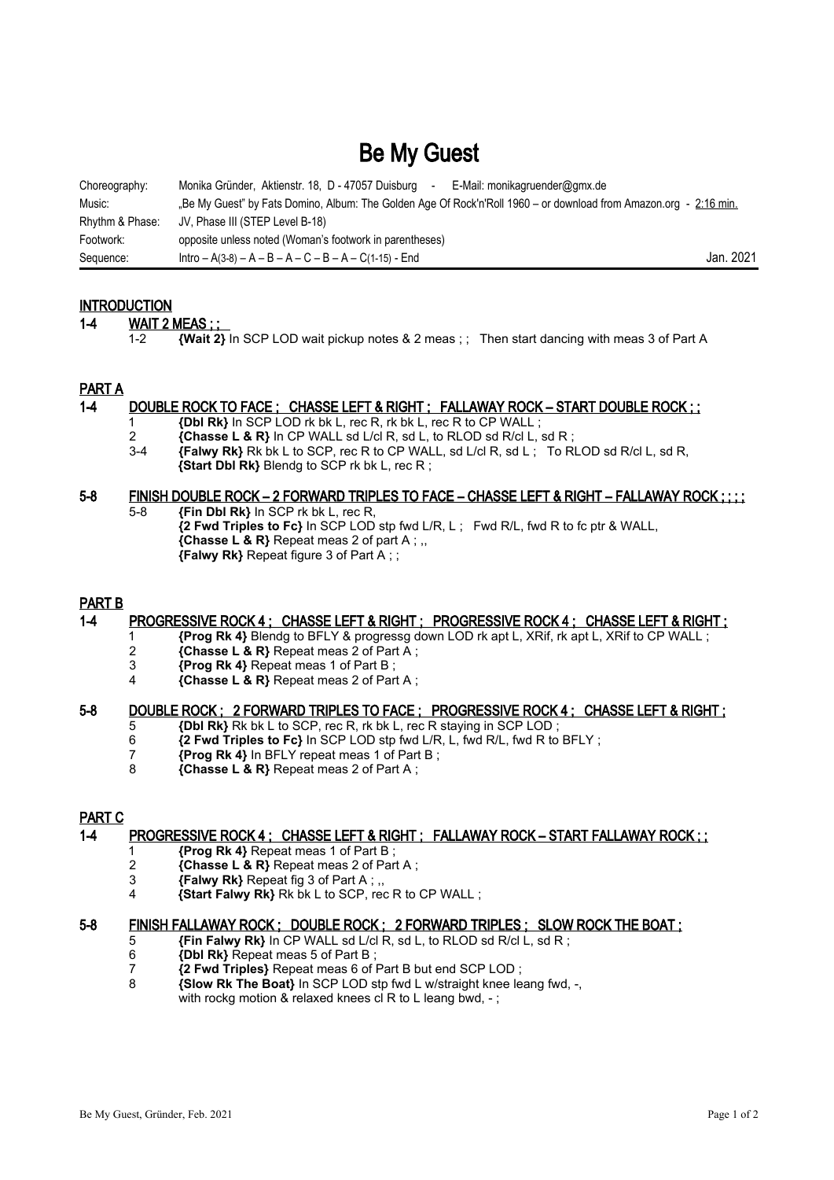# Be My Guest

| | | |
|---|---|---|
| Choreography: | Monika Gründer, Aktienstr. 18, D - 47057 Duisburg - E-Mail: monikagruender@gmx.de | |
| Music: | „Be My Guest" by Fats Domino, Album: The Golden Age Of Rock'n'Roll 1960 – or download from Amazon.org - 2:16 min. | |
| Rhythm & Phase: | JV, Phase III (STEP Level B-18) | |
| Footwork: | opposite unless noted (Woman's footwork in parentheses) | |
| Sequence: | Intro – A(3-8) – A – B – A – C – B – A – C(1-15) - End | Jan. 2021 |

## INTRODUCTION

### 1-4 WAIT 2 MEAS ; ;

1-2 **{Wait 2}** In SCP LOD wait pickup notes & 2 meas ; ; Then start dancing with meas 3 of Part A

## PART A

### 1-4 DOUBLE ROCK TO FACE ; CHASSE LEFT & RIGHT ; FALLAWAY ROCK – START DOUBLE ROCK ; ;

1 **{Dbl Rk}** In SCP LOD rk bk L, rec R, rk bk L, rec R to CP WALL ;
2 **{Chasse L & R}** In CP WALL sd L/cl R, sd L, to RLOD sd R/cl L, sd R ;
3-4 **{Falwy Rk}** Rk bk L to SCP, rec R to CP WALL, sd L/cl R, sd L ; To RLOD sd R/cl L, sd R,
**{Start Dbl Rk}** Blendg to SCP rk bk L, rec R ;

### 5-8 FINISH DOUBLE ROCK – 2 FORWARD TRIPLES TO FACE – CHASSE LEFT & RIGHT – FALLAWAY ROCK ; ; ; ;

5-8 **{Fin Dbl Rk}** In SCP rk bk L, rec R,
**{2 Fwd Triples to Fc}** In SCP LOD stp fwd L/R, L ; Fwd R/L, fwd R to fc ptr & WALL,
**{Chasse L & R}** Repeat meas 2 of part A ; ,,
**{Falwy Rk}** Repeat figure 3 of Part A ; ;

## PART B

### 1-4 PROGRESSIVE ROCK 4 ; CHASSE LEFT & RIGHT ; PROGRESSIVE ROCK 4 ; CHASSE LEFT & RIGHT ;

1 **{Prog Rk 4}** Blendg to BFLY & progressg down LOD rk apt L, XRif, rk apt L, XRif to CP WALL ;
2 **{Chasse L & R}** Repeat meas 2 of Part A ;
3 **{Prog Rk 4}** Repeat meas 1 of Part B ;
4 **{Chasse L & R}** Repeat meas 2 of Part A ;

### 5-8 DOUBLE ROCK ; 2 FORWARD TRIPLES TO FACE ; PROGRESSIVE ROCK 4 ; CHASSE LEFT & RIGHT ;

5 **{Dbl Rk}** Rk bk L to SCP, rec R, rk bk L, rec R staying in SCP LOD ;
6 **{2 Fwd Triples to Fc}** In SCP LOD stp fwd L/R, L, fwd R/L, fwd R to BFLY ;
7 **{Prog Rk 4}** In BFLY repeat meas 1 of Part B ;
8 **{Chasse L & R}** Repeat meas 2 of Part A ;

## PART C

### 1-4 PROGRESSIVE ROCK 4 ; CHASSE LEFT & RIGHT ; FALLAWAY ROCK – START FALLAWAY ROCK ; ;

1 **{Prog Rk 4}** Repeat meas 1 of Part B ;
2 **{Chasse L & R}** Repeat meas 2 of Part A ;
3 **{Falwy Rk}** Repeat fig 3 of Part A ; ,,
4 **{Start Falwy Rk}** Rk bk L to SCP, rec R to CP WALL ;

### 5-8 FINISH FALLAWAY ROCK ; DOUBLE ROCK ; 2 FORWARD TRIPLES ; SLOW ROCK THE BOAT ;

5 **{Fin Falwy Rk}** In CP WALL sd L/cl R, sd L, to RLOD sd R/cl L, sd R ;
6 **{Dbl Rk}** Repeat meas 5 of Part B ;
7 **{2 Fwd Triples}** Repeat meas 6 of Part B but end SCP LOD ;
8 **{Slow Rk The Boat}** In SCP LOD stp fwd L w/straight knee leang fwd, -,
with rockg motion & relaxed knees cl R to L leang bwd, - ;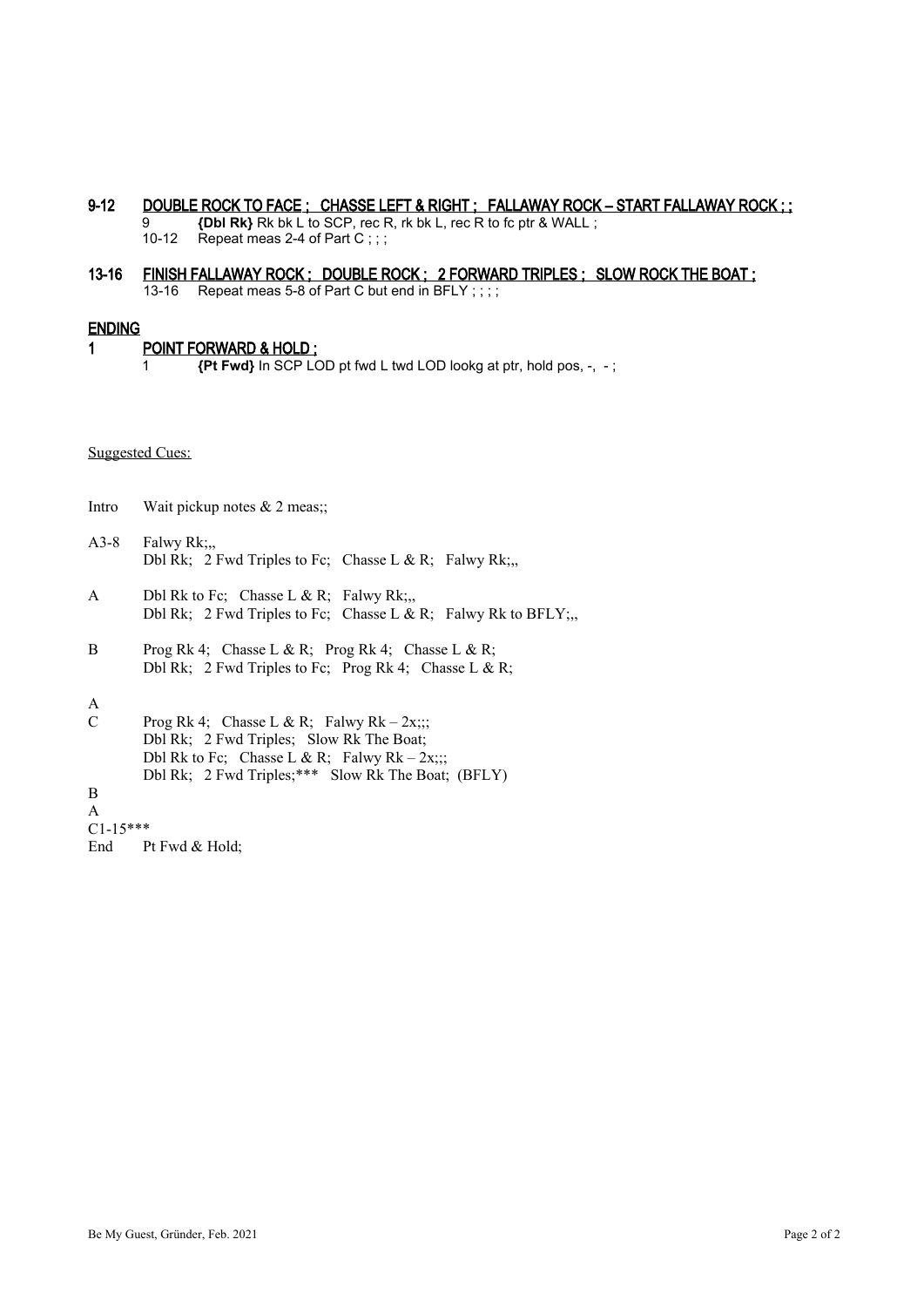## 9-12 DOUBLE ROCK TO FACE ; CHASSE LEFT & RIGHT ; FALLAWAY ROCK – START FALLAWAY ROCK ; ;

9 **{Dbl Rk}** Rk bk L to SCP, rec R, rk bk L, rec R to fc ptr & WALL ;
10-12 Repeat meas 2-4 of Part C ; ; ;

## 13-16 FINISH FALLAWAY ROCK ; DOUBLE ROCK ; 2 FORWARD TRIPLES ; SLOW ROCK THE BOAT ;

13-16 Repeat meas 5-8 of Part C but end in BFLY ; ; ; ;

## ENDING

## 1 POINT FORWARD & HOLD ;

1 **{Pt Fwd}** In SCP LOD pt fwd L twd LOD lookg at ptr, hold pos, -, - ;

Suggested Cues:

Intro Wait pickup notes & 2 meas;;

A3-8 Falwy Rk;,,
Dbl Rk; 2 Fwd Triples to Fc; Chasse L & R; Falwy Rk;,,

A Dbl Rk to Fc; Chasse L & R; Falwy Rk;,,
Dbl Rk; 2 Fwd Triples to Fc; Chasse L & R; Falwy Rk to BFLY;,,

B Prog Rk 4; Chasse L & R; Prog Rk 4; Chasse L & R;
Dbl Rk; 2 Fwd Triples to Fc; Prog Rk 4; Chasse L & R;

A
C Prog Rk 4; Chasse L & R; Falwy Rk – 2x;;;
Dbl Rk; 2 Fwd Triples; Slow Rk The Boat;
Dbl Rk to Fc; Chasse L & R; Falwy Rk – 2x;;;
Dbl Rk; 2 Fwd Triples;*** Slow Rk The Boat; (BFLY)
B
A
C1-15***
End Pt Fwd & Hold;